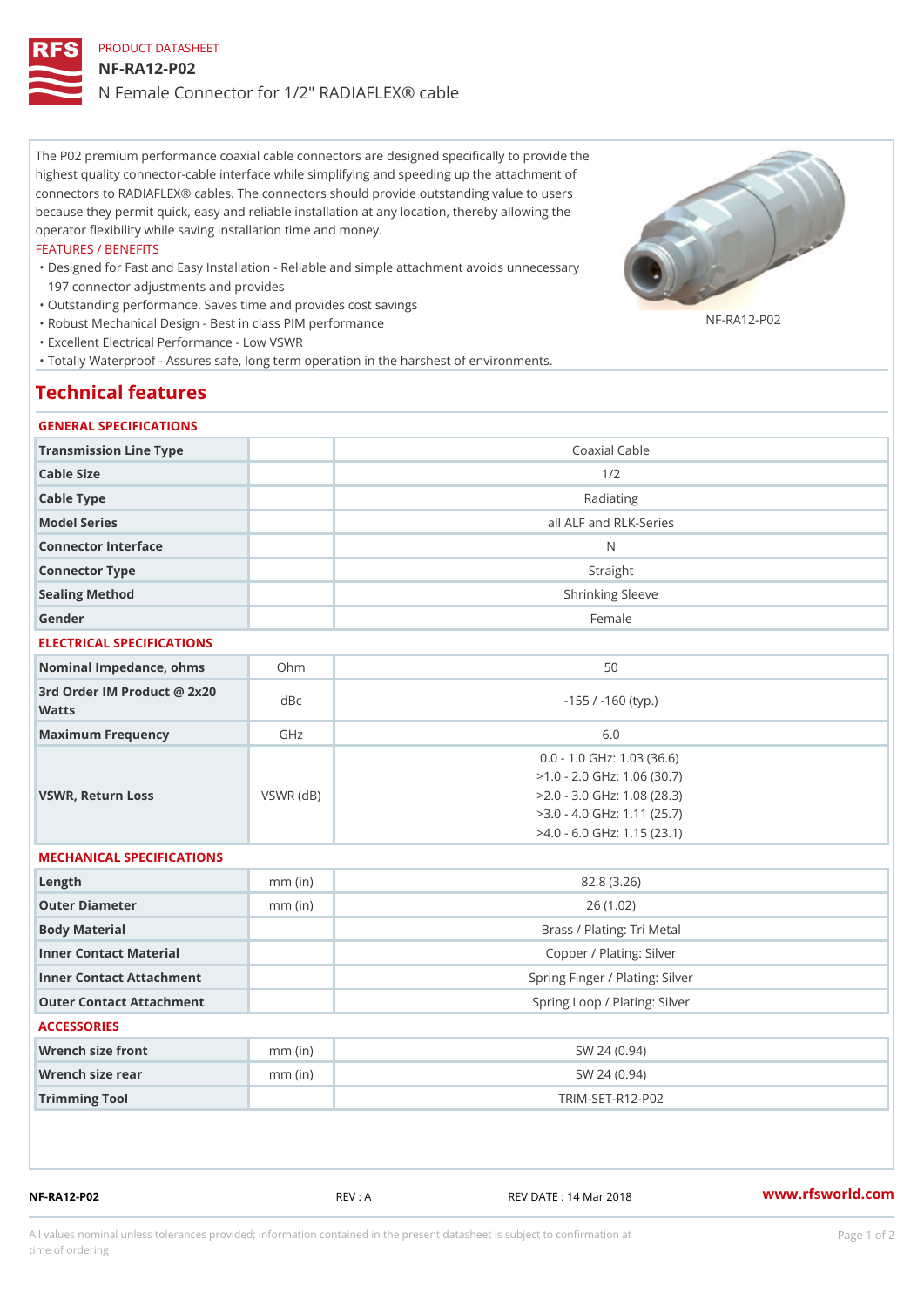PRODUCT DATASHEET

# NF-RA12-P02

N Female Connector for 1/2" RADIAFLEX® cable

The P02 premium performance coaxial cable connectors are designed specifically to provide the highest quality connector-cable interface while simplifying and speeding up the attachment of connectors to RADIAFLEX® cables. The connectors should provide outstanding value to users because they permit quick, easy and reliable installation at any location, thereby allowing the operator flexibility while saving installation time and money.

FEATURES / BENEFITS

- Designed for Fast and Easy Installation - Reliable and simple attachment avoids unnecessary 197 connector adjustments and provides
- Outstanding performance. Saves time and provides cost savings
- Robust Mechanical Design - Best in class PIM performance
- Excellent Electrical Performance - Low VSWR
- Totally Waterproof - Assures safe, long term operation in the harshest of environments.

NF-RA12-P02

## Technical features

### GENERAL SPECIFICATIONS

| | | |
|---|---|---|
| Transmission Line Type | | Coaxial Cable |
| Cable Size | | 1/2 |
| Cable Type | | Radiating |
| Model Series | | all ALF and RLK-Series |
| Connector Interface | | N |
| Connector Type | | Straight |
| Sealing Method | | Shrinking Sleeve |
| Gender | | Female |

### ELECTRICAL SPECIFICATIONS

| | | |
|---|---|---|
| Nominal Impedance, ohms | Ohm | 50 |
| 3rd Order IM Product @ 2x20 Watts | dBc | -155 / -160 (typ.) |
| Maximum Frequency | GHz | 6.0 |
| VSWR, Return Loss | VSWR (dB) | 0.0 - 1.0 GHz: 1.03 (36.6)<br>>1.0 - 2.0 GHz: 1.06 (30.7)<br>>2.0 - 3.0 GHz: 1.08 (28.3)<br>>3.0 - 4.0 GHz: 1.11 (25.7)<br>>4.0 - 6.0 GHz: 1.15 (23.1) |

### MECHANICAL SPECIFICATIONS

| | | |
|---|---|---|
| Length | mm (in) | 82.8 (3.26) |
| Outer Diameter | mm (in) | 26 (1.02) |
| Body Material | | Brass / Plating: Tri Metal |
| Inner Contact Material | | Copper / Plating: Silver |
| Inner Contact Attachment | | Spring Finger / Plating: Silver |
| Outer Contact Attachment | | Spring Loop / Plating: Silver |

### ACCESSORIES

| | | |
|---|---|---|
| Wrench size front | mm (in) | SW 24 (0.94) |
| Wrench size rear | mm (in) | SW 24 (0.94) |
| Trimming Tool | | TRIM-SET-R12-P02 |

NF-RA12-P02 REV : A REV DATE : 14 Mar 2018 www.rfsworld.com

All values nominal unless tolerances provided; information contained in the present datasheet is subject to confirmation at time of ordering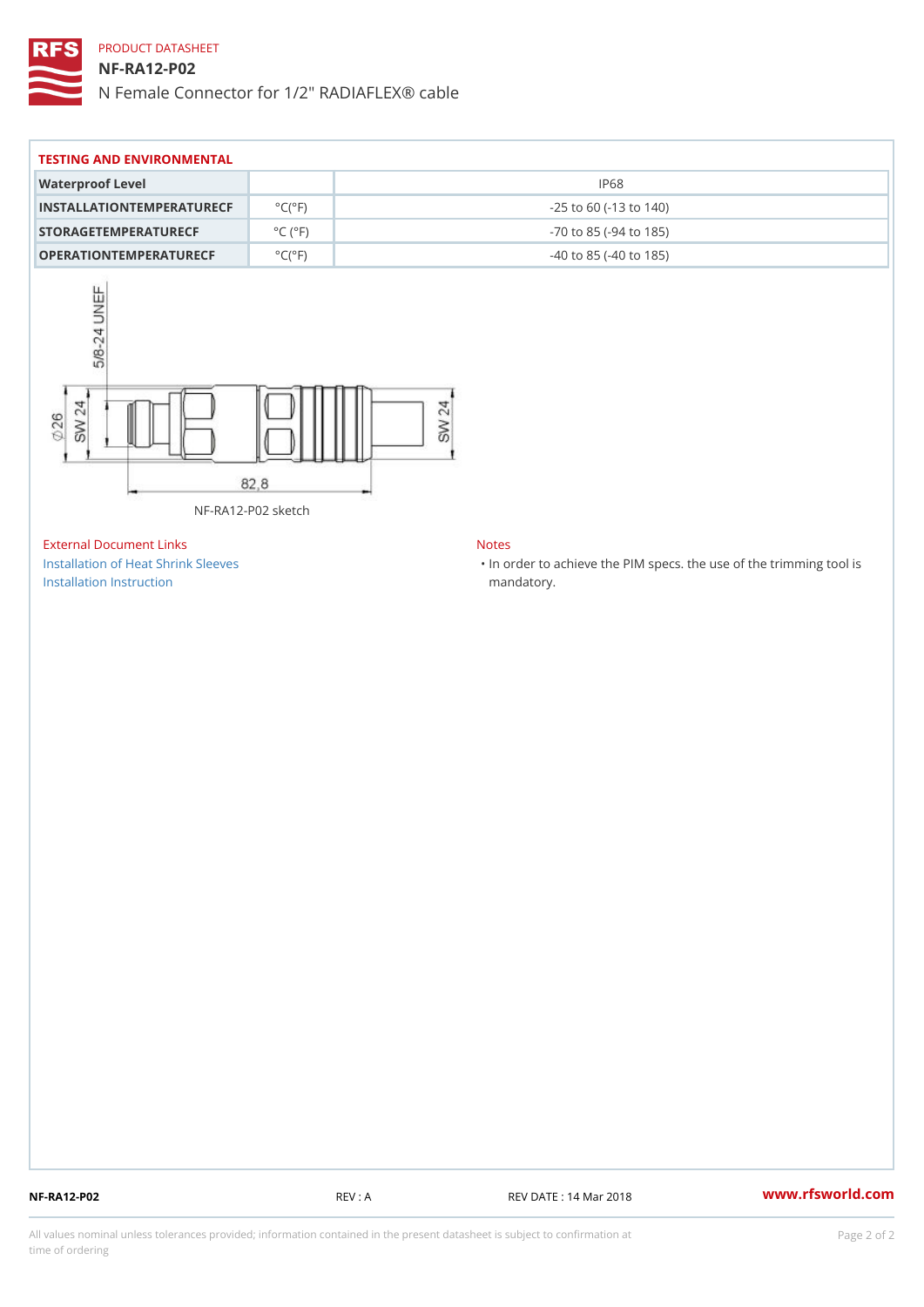PRODUCT DATASHEET

# NF-RA12-P02

N Female Connector for 1/2" RADIAFLEX® cable

## TESTING AND ENVIRONMENTAL

| | | |
|---|---|---|
| Waterproof Level | | IP68 |
| INSTALLATIONTEMPERATURECF | °C(°F) | -25 to 60 (-13 to 140) |
| STORAGETEMPERATURECF | °C (°F) | -70 to 85 (-94 to 185) |
| OPERATIONTEMPERATURECF | °C(°F) | -40 to 85 (-40 to 185) |

5/8-24 UNEF

Ø26

SW 24

SW 24

82,8

NF-RA12-P02 sketch

External Document Links

Installation of Heat Shrink Sleeves

Installation Instruction

Notes

- In order to achieve the PIM specs. the use of the trimming tool is mandatory.

NF-RA12-P02 REV : A REV DATE : 14 Mar 2018 www.rfsworld.com

All values nominal unless tolerances provided; information contained in the present datasheet is subject to confirmation at time of ordering